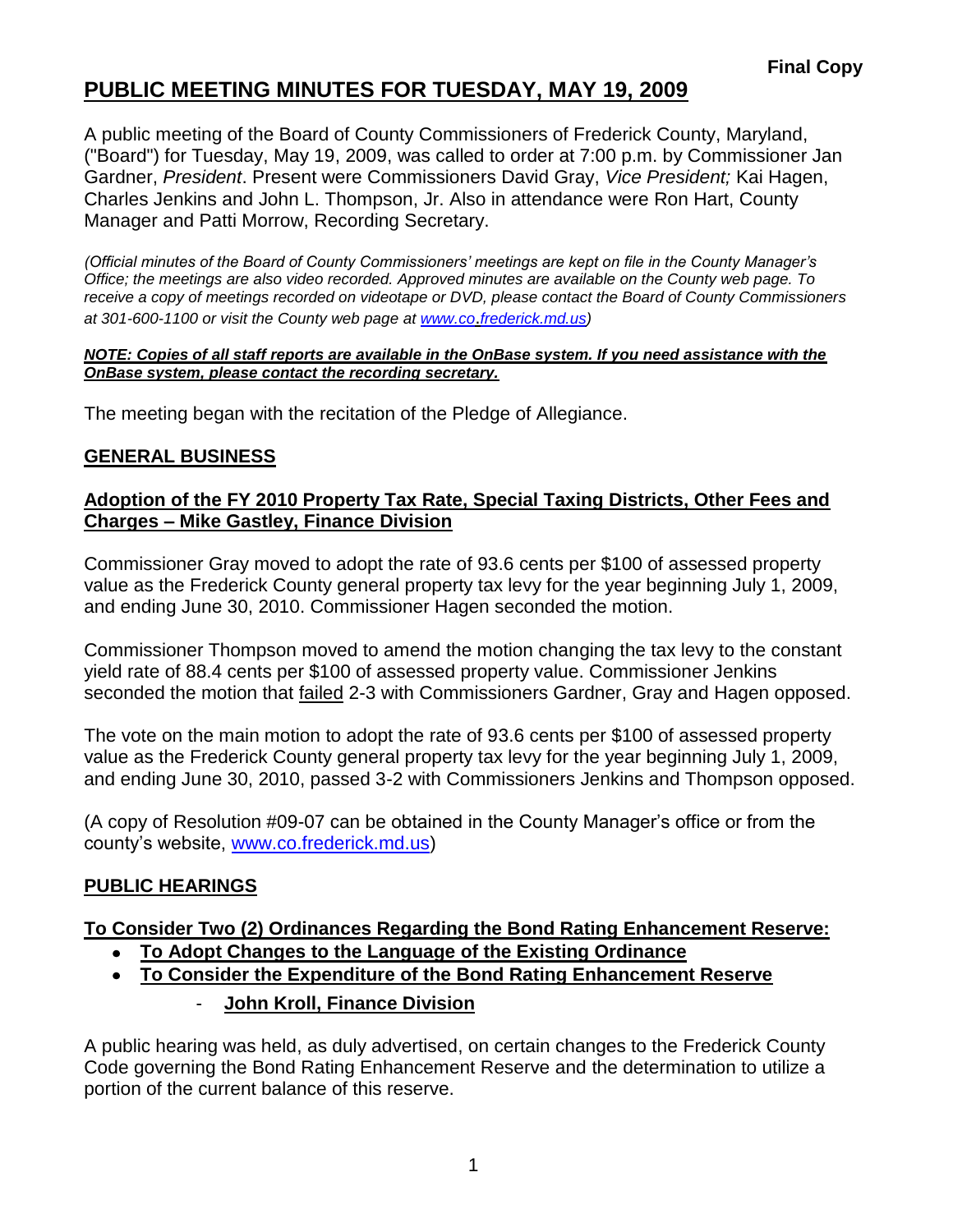**Final Copy**

# PUBLIC MEETING MINUTES FOR TUESDAY, MAY 19, 2009

A public meeting of the Board of County Commissioners of Frederick County, Maryland, ("Board") for Tuesday, May 19, 2009, was called to order at 7:00 p.m. by Commissioner Jan Gardner, *President*. Present were Commissioners David Gray, *Vice President;* Kai Hagen, Charles Jenkins and John L. Thompson, Jr. Also in attendance were Ron Hart, County Manager and Patti Morrow, Recording Secretary.

*(Official minutes of the Board of County Commissioners' meetings are kept on file in the County Manager's Office; the meetings are also video recorded. Approved minutes are available on the County web page. To receive a copy of meetings recorded on videotape or DVD, please contact the Board of County Commissioners at 301-600-1100 or visit the County web page at www.co.frederick.md.us)*

***NOTE: Copies of all staff reports are available in the OnBase system. If you need assistance with the OnBase system, please contact the recording secretary.***

The meeting began with the recitation of the Pledge of Allegiance.

## GENERAL BUSINESS

### Adoption of the FY 2010 Property Tax Rate, Special Taxing Districts, Other Fees and Charges – Mike Gastley, Finance Division

Commissioner Gray moved to adopt the rate of 93.6 cents per $100 of assessed property value as the Frederick County general property tax levy for the year beginning July 1, 2009, and ending June 30, 2010. Commissioner Hagen seconded the motion.

Commissioner Thompson moved to amend the motion changing the tax levy to the constant yield rate of 88.4 cents per $100 of assessed property value. Commissioner Jenkins seconded the motion that failed 2-3 with Commissioners Gardner, Gray and Hagen opposed.

The vote on the main motion to adopt the rate of 93.6 cents per $100 of assessed property value as the Frederick County general property tax levy for the year beginning July 1, 2009, and ending June 30, 2010, passed 3-2 with Commissioners Jenkins and Thompson opposed.

(A copy of Resolution #09-07 can be obtained in the County Manager's office or from the county's website, www.co.frederick.md.us)

## PUBLIC HEARINGS

### To Consider Two (2) Ordinances Regarding the Bond Rating Enhancement Reserve:

- **To Adopt Changes to the Language of the Existing Ordinance**
- **To Consider the Expenditure of the Bond Rating Enhancement Reserve**
  - **John Kroll, Finance Division**

A public hearing was held, as duly advertised, on certain changes to the Frederick County Code governing the Bond Rating Enhancement Reserve and the determination to utilize a portion of the current balance of this reserve.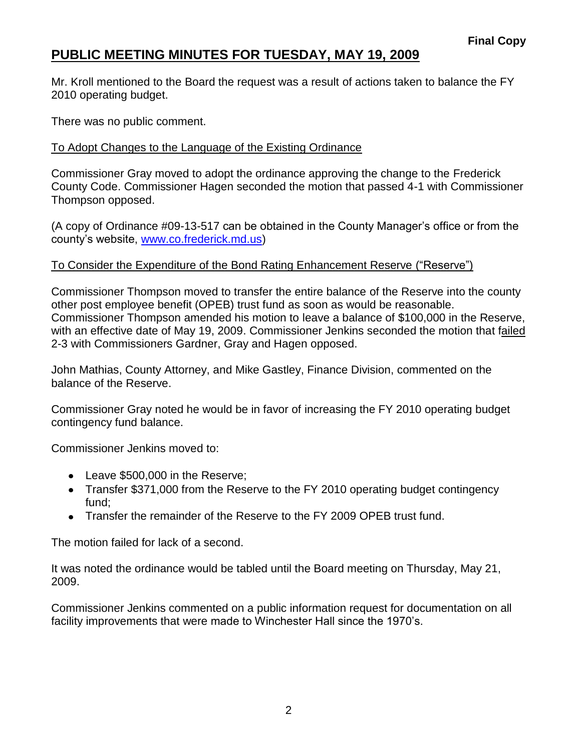**Final Copy**

## PUBLIC MEETING MINUTES FOR TUESDAY, MAY 19, 2009

Mr. Kroll mentioned to the Board the request was a result of actions taken to balance the FY 2010 operating budget.

There was no public comment.

To Adopt Changes to the Language of the Existing Ordinance

Commissioner Gray moved to adopt the ordinance approving the change to the Frederick County Code. Commissioner Hagen seconded the motion that passed 4-1 with Commissioner Thompson opposed.

(A copy of Ordinance #09-13-517 can be obtained in the County Manager's office or from the county's website, www.co.frederick.md.us)

To Consider the Expenditure of the Bond Rating Enhancement Reserve ("Reserve")

Commissioner Thompson moved to transfer the entire balance of the Reserve into the county other post employee benefit (OPEB) trust fund as soon as would be reasonable. Commissioner Thompson amended his motion to leave a balance of $100,000 in the Reserve, with an effective date of May 19, 2009. Commissioner Jenkins seconded the motion that failed 2-3 with Commissioners Gardner, Gray and Hagen opposed.

John Mathias, County Attorney, and Mike Gastley, Finance Division, commented on the balance of the Reserve.

Commissioner Gray noted he would be in favor of increasing the FY 2010 operating budget contingency fund balance.

Commissioner Jenkins moved to:

- Leave $500,000 in the Reserve;
- Transfer $371,000 from the Reserve to the FY 2010 operating budget contingency fund;
- Transfer the remainder of the Reserve to the FY 2009 OPEB trust fund.

The motion failed for lack of a second.

It was noted the ordinance would be tabled until the Board meeting on Thursday, May 21, 2009.

Commissioner Jenkins commented on a public information request for documentation on all facility improvements that were made to Winchester Hall since the 1970's.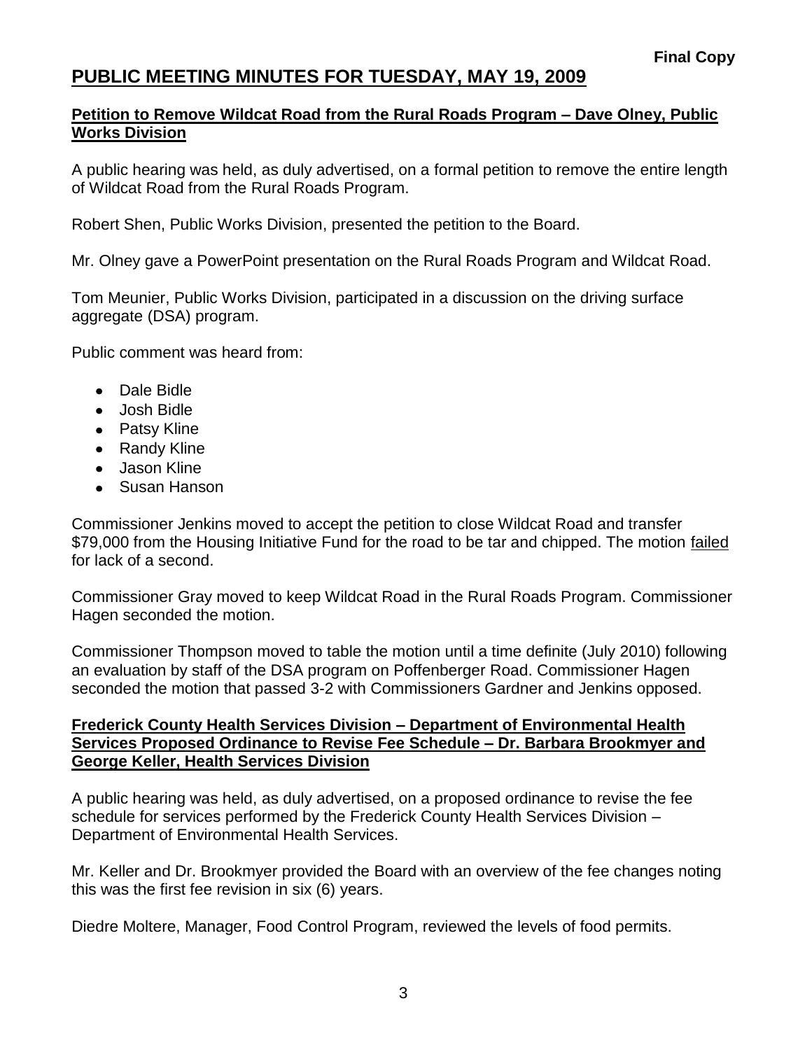Final Copy

# PUBLIC MEETING MINUTES FOR TUESDAY, MAY 19, 2009

## Petition to Remove Wildcat Road from the Rural Roads Program – Dave Olney, Public Works Division

A public hearing was held, as duly advertised, on a formal petition to remove the entire length of Wildcat Road from the Rural Roads Program.

Robert Shen, Public Works Division, presented the petition to the Board.

Mr. Olney gave a PowerPoint presentation on the Rural Roads Program and Wildcat Road.

Tom Meunier, Public Works Division, participated in a discussion on the driving surface aggregate (DSA) program.

Public comment was heard from:

- Dale Bidle
- Josh Bidle
- Patsy Kline
- Randy Kline
- Jason Kline
- Susan Hanson

Commissioner Jenkins moved to accept the petition to close Wildcat Road and transfer $79,000 from the Housing Initiative Fund for the road to be tar and chipped. The motion failed for lack of a second.

Commissioner Gray moved to keep Wildcat Road in the Rural Roads Program. Commissioner Hagen seconded the motion.

Commissioner Thompson moved to table the motion until a time definite (July 2010) following an evaluation by staff of the DSA program on Poffenberger Road. Commissioner Hagen seconded the motion that passed 3-2 with Commissioners Gardner and Jenkins opposed.

## Frederick County Health Services Division – Department of Environmental Health Services Proposed Ordinance to Revise Fee Schedule – Dr. Barbara Brookmyer and George Keller, Health Services Division

A public hearing was held, as duly advertised, on a proposed ordinance to revise the fee schedule for services performed by the Frederick County Health Services Division – Department of Environmental Health Services.

Mr. Keller and Dr. Brookmyer provided the Board with an overview of the fee changes noting this was the first fee revision in six (6) years.

Diedre Moltere, Manager, Food Control Program, reviewed the levels of food permits.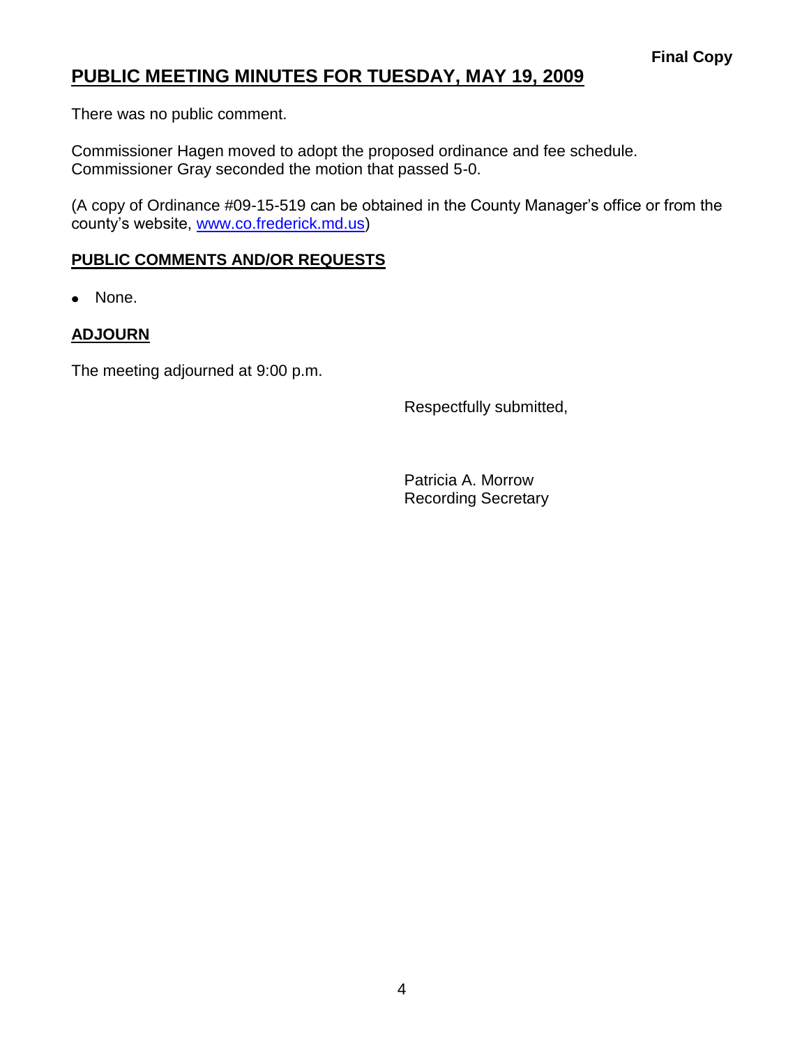**Final Copy**

# PUBLIC MEETING MINUTES FOR TUESDAY, MAY 19, 2009

There was no public comment.

Commissioner Hagen moved to adopt the proposed ordinance and fee schedule. Commissioner Gray seconded the motion that passed 5-0.

(A copy of Ordinance #09-15-519 can be obtained in the County Manager's office or from the county's website, www.co.frederick.md.us)

## PUBLIC COMMENTS AND/OR REQUESTS

- None.

## ADJOURN

The meeting adjourned at 9:00 p.m.

Respectfully submitted,

Patricia A. Morrow
Recording Secretary